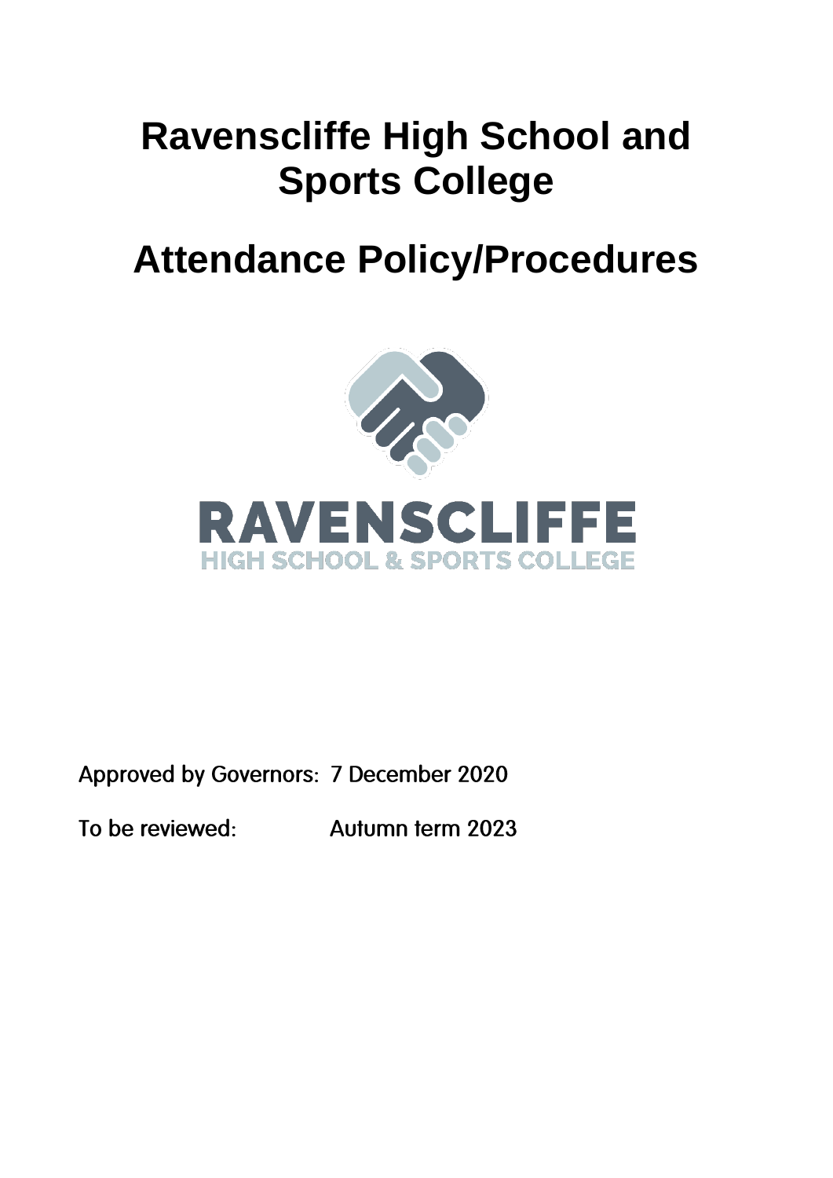# Ravenscliffe High School and Sports College

# Attendance Policy/Procedures

Approved by Governors: 7 December 2020

To be reviewed: Autumn term 2023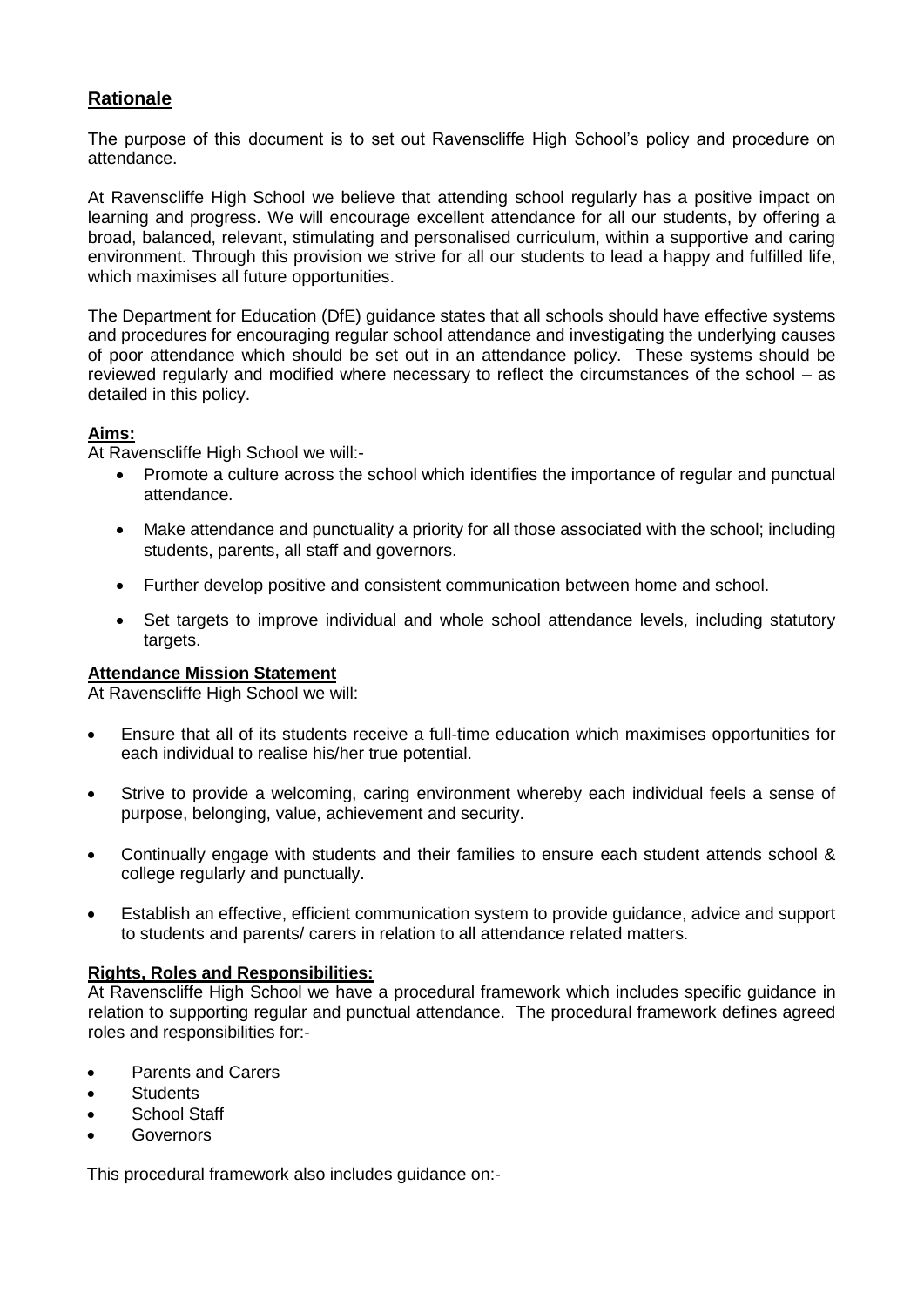## Rationale

The purpose of this document is to set out Ravenscliffe High School's policy and procedure on attendance.

At Ravenscliffe High School we believe that attending school regularly has a positive impact on learning and progress. We will encourage excellent attendance for all our students, by offering a broad, balanced, relevant, stimulating and personalised curriculum, within a supportive and caring environment. Through this provision we strive for all our students to lead a happy and fulfilled life, which maximises all future opportunities.

The Department for Education (DfE) guidance states that all schools should have effective systems and procedures for encouraging regular school attendance and investigating the underlying causes of poor attendance which should be set out in an attendance policy. These systems should be reviewed regularly and modified where necessary to reflect the circumstances of the school – as detailed in this policy.

### Aims:

At Ravenscliffe High School we will:-

- Promote a culture across the school which identifies the importance of regular and punctual attendance.
- Make attendance and punctuality a priority for all those associated with the school; including students, parents, all staff and governors.
- Further develop positive and consistent communication between home and school.
- Set targets to improve individual and whole school attendance levels, including statutory targets.

### Attendance Mission Statement

At Ravenscliffe High School we will:

- Ensure that all of its students receive a full-time education which maximises opportunities for each individual to realise his/her true potential.
- Strive to provide a welcoming, caring environment whereby each individual feels a sense of purpose, belonging, value, achievement and security.
- Continually engage with students and their families to ensure each student attends school & college regularly and punctually.
- Establish an effective, efficient communication system to provide guidance, advice and support to students and parents/ carers in relation to all attendance related matters.

### Rights, Roles and Responsibilities:

At Ravenscliffe High School we have a procedural framework which includes specific guidance in relation to supporting regular and punctual attendance. The procedural framework defines agreed roles and responsibilities for:-

- Parents and Carers
- Students
- School Staff
- Governors

This procedural framework also includes guidance on:-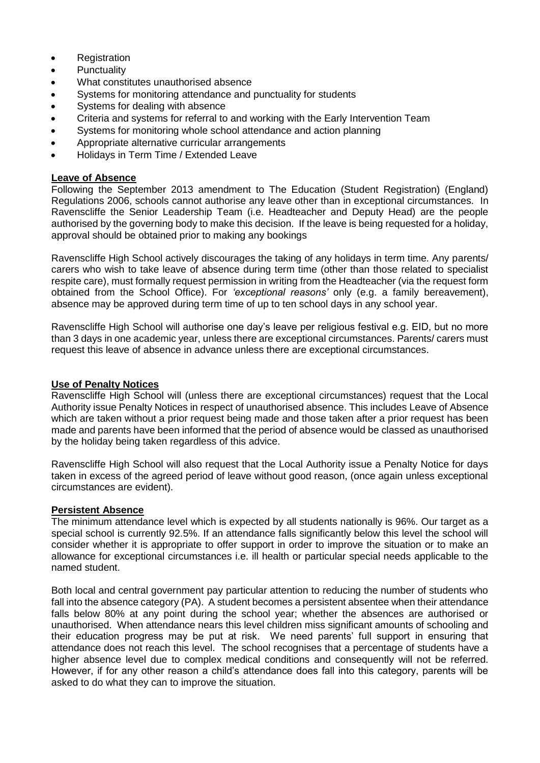- Registration
- Punctuality
- What constitutes unauthorised absence
- Systems for monitoring attendance and punctuality for students
- Systems for dealing with absence
- Criteria and systems for referral to and working with the Early Intervention Team
- Systems for monitoring whole school attendance and action planning
- Appropriate alternative curricular arrangements
- Holidays in Term Time / Extended Leave

**Leave of Absence**

Following the September 2013 amendment to The Education (Student Registration) (England) Regulations 2006, schools cannot authorise any leave other than in exceptional circumstances. In Ravenscliffe the Senior Leadership Team (i.e. Headteacher and Deputy Head) are the people authorised by the governing body to make this decision. If the leave is being requested for a holiday, approval should be obtained prior to making any bookings

Ravenscliffe High School actively discourages the taking of any holidays in term time. Any parents/ carers who wish to take leave of absence during term time (other than those related to specialist respite care), must formally request permission in writing from the Headteacher (via the request form obtained from the School Office). For *'exceptional reasons'* only (e.g. a family bereavement), absence may be approved during term time of up to ten school days in any school year.

Ravenscliffe High School will authorise one day's leave per religious festival e.g. EID, but no more than 3 days in one academic year, unless there are exceptional circumstances. Parents/ carers must request this leave of absence in advance unless there are exceptional circumstances.

**Use of Penalty Notices**

Ravenscliffe High School will (unless there are exceptional circumstances) request that the Local Authority issue Penalty Notices in respect of unauthorised absence. This includes Leave of Absence which are taken without a prior request being made and those taken after a prior request has been made and parents have been informed that the period of absence would be classed as unauthorised by the holiday being taken regardless of this advice.

Ravenscliffe High School will also request that the Local Authority issue a Penalty Notice for days taken in excess of the agreed period of leave without good reason, (once again unless exceptional circumstances are evident).

**Persistent Absence**

The minimum attendance level which is expected by all students nationally is 96%. Our target as a special school is currently 92.5%. If an attendance falls significantly below this level the school will consider whether it is appropriate to offer support in order to improve the situation or to make an allowance for exceptional circumstances i.e. ill health or particular special needs applicable to the named student.

Both local and central government pay particular attention to reducing the number of students who fall into the absence category (PA). A student becomes a persistent absentee when their attendance falls below 80% at any point during the school year; whether the absences are authorised or unauthorised. When attendance nears this level children miss significant amounts of schooling and their education progress may be put at risk. We need parents' full support in ensuring that attendance does not reach this level. The school recognises that a percentage of students have a higher absence level due to complex medical conditions and consequently will not be referred. However, if for any other reason a child's attendance does fall into this category, parents will be asked to do what they can to improve the situation.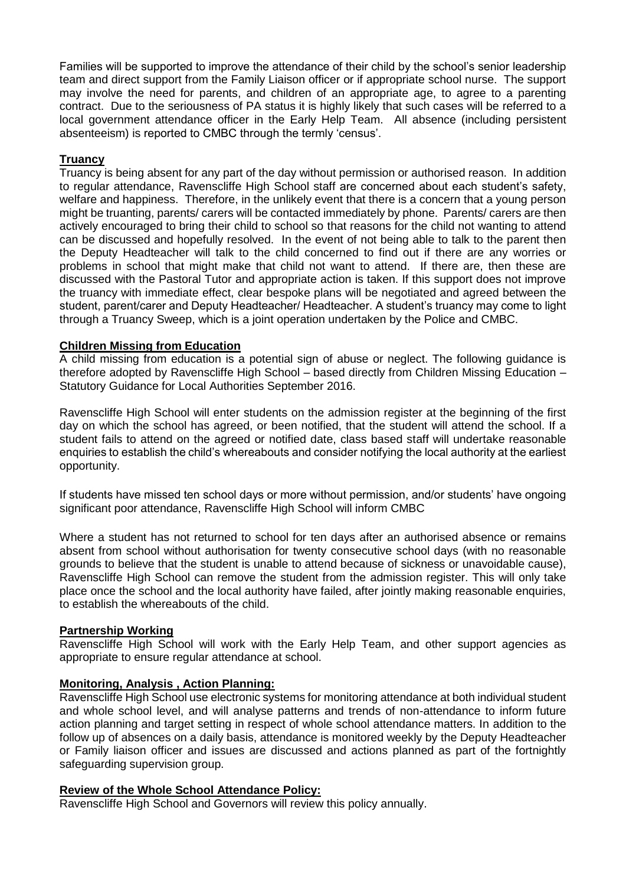Families will be supported to improve the attendance of their child by the school's senior leadership team and direct support from the Family Liaison officer or if appropriate school nurse. The support may involve the need for parents, and children of an appropriate age, to agree to a parenting contract. Due to the seriousness of PA status it is highly likely that such cases will be referred to a local government attendance officer in the Early Help Team. All absence (including persistent absenteeism) is reported to CMBC through the termly 'census'.

**Truancy**

Truancy is being absent for any part of the day without permission or authorised reason. In addition to regular attendance, Ravenscliffe High School staff are concerned about each student's safety, welfare and happiness. Therefore, in the unlikely event that there is a concern that a young person might be truanting, parents/ carers will be contacted immediately by phone. Parents/ carers are then actively encouraged to bring their child to school so that reasons for the child not wanting to attend can be discussed and hopefully resolved. In the event of not being able to talk to the parent then the Deputy Headteacher will talk to the child concerned to find out if there are any worries or problems in school that might make that child not want to attend. If there are, then these are discussed with the Pastoral Tutor and appropriate action is taken. If this support does not improve the truancy with immediate effect, clear bespoke plans will be negotiated and agreed between the student, parent/carer and Deputy Headteacher/ Headteacher. A student's truancy may come to light through a Truancy Sweep, which is a joint operation undertaken by the Police and CMBC.

**Children Missing from Education**

A child missing from education is a potential sign of abuse or neglect. The following guidance is therefore adopted by Ravenscliffe High School – based directly from Children Missing Education – Statutory Guidance for Local Authorities September 2016.

Ravenscliffe High School will enter students on the admission register at the beginning of the first day on which the school has agreed, or been notified, that the student will attend the school. If a student fails to attend on the agreed or notified date, class based staff will undertake reasonable enquiries to establish the child's whereabouts and consider notifying the local authority at the earliest opportunity.

If students have missed ten school days or more without permission, and/or students' have ongoing significant poor attendance, Ravenscliffe High School will inform CMBC

Where a student has not returned to school for ten days after an authorised absence or remains absent from school without authorisation for twenty consecutive school days (with no reasonable grounds to believe that the student is unable to attend because of sickness or unavoidable cause), Ravenscliffe High School can remove the student from the admission register. This will only take place once the school and the local authority have failed, after jointly making reasonable enquiries, to establish the whereabouts of the child.

**Partnership Working**

Ravenscliffe High School will work with the Early Help Team, and other support agencies as appropriate to ensure regular attendance at school.

**Monitoring, Analysis , Action Planning:**

Ravenscliffe High School use electronic systems for monitoring attendance at both individual student and whole school level, and will analyse patterns and trends of non-attendance to inform future action planning and target setting in respect of whole school attendance matters. In addition to the follow up of absences on a daily basis, attendance is monitored weekly by the Deputy Headteacher or Family liaison officer and issues are discussed and actions planned as part of the fortnightly safeguarding supervision group.

**Review of the Whole School Attendance Policy:**

Ravenscliffe High School and Governors will review this policy annually.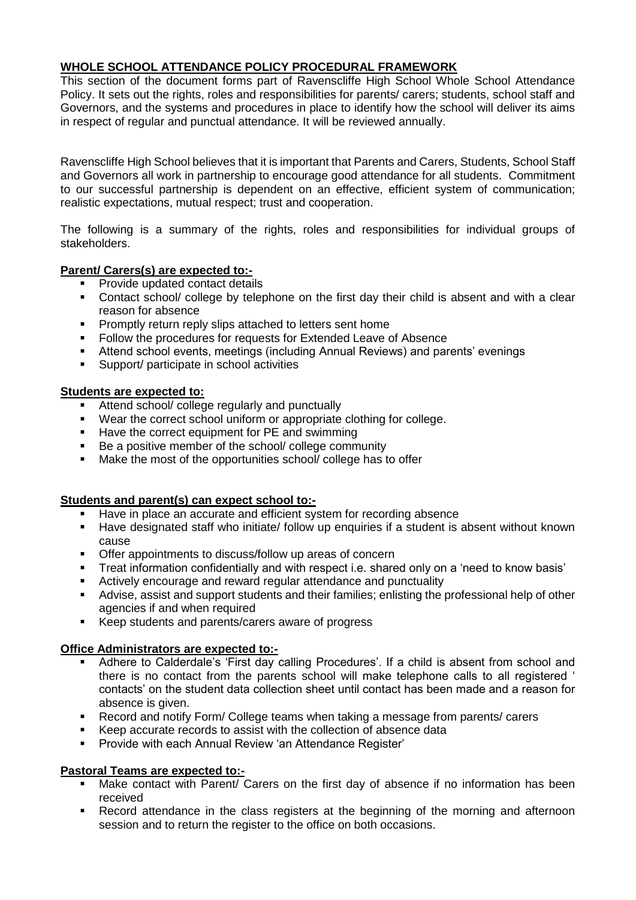## WHOLE SCHOOL ATTENDANCE POLICY PROCEDURAL FRAMEWORK

This section of the document forms part of Ravenscliffe High School Whole School Attendance Policy. It sets out the rights, roles and responsibilities for parents/ carers; students, school staff and Governors, and the systems and procedures in place to identify how the school will deliver its aims in respect of regular and punctual attendance. It will be reviewed annually.

Ravenscliffe High School believes that it is important that Parents and Carers, Students, School Staff and Governors all work in partnership to encourage good attendance for all students. Commitment to our successful partnership is dependent on an effective, efficient system of communication; realistic expectations, mutual respect; trust and cooperation.

The following is a summary of the rights, roles and responsibilities for individual groups of stakeholders.

### Parent/ Carers(s) are expected to:-

- Provide updated contact details
- Contact school/ college by telephone on the first day their child is absent and with a clear reason for absence
- Promptly return reply slips attached to letters sent home
- Follow the procedures for requests for Extended Leave of Absence
- Attend school events, meetings (including Annual Reviews) and parents' evenings
- Support/ participate in school activities

### Students are expected to:

- Attend school/ college regularly and punctually
- Wear the correct school uniform or appropriate clothing for college.
- Have the correct equipment for PE and swimming
- Be a positive member of the school/ college community
- Make the most of the opportunities school/ college has to offer

### Students and parent(s) can expect school to:-

- Have in place an accurate and efficient system for recording absence
- Have designated staff who initiate/ follow up enquiries if a student is absent without known cause
- Offer appointments to discuss/follow up areas of concern
- Treat information confidentially and with respect i.e. shared only on a 'need to know basis'
- Actively encourage and reward regular attendance and punctuality
- Advise, assist and support students and their families; enlisting the professional help of other agencies if and when required
- Keep students and parents/carers aware of progress

### Office Administrators are expected to:-

- Adhere to Calderdale's 'First day calling Procedures'. If a child is absent from school and there is no contact from the parents school will make telephone calls to all registered ' contacts' on the student data collection sheet until contact has been made and a reason for absence is given.
- Record and notify Form/ College teams when taking a message from parents/ carers
- Keep accurate records to assist with the collection of absence data
- Provide with each Annual Review 'an Attendance Register'

### Pastoral Teams are expected to:-

- Make contact with Parent/ Carers on the first day of absence if no information has been received
- Record attendance in the class registers at the beginning of the morning and afternoon session and to return the register to the office on both occasions.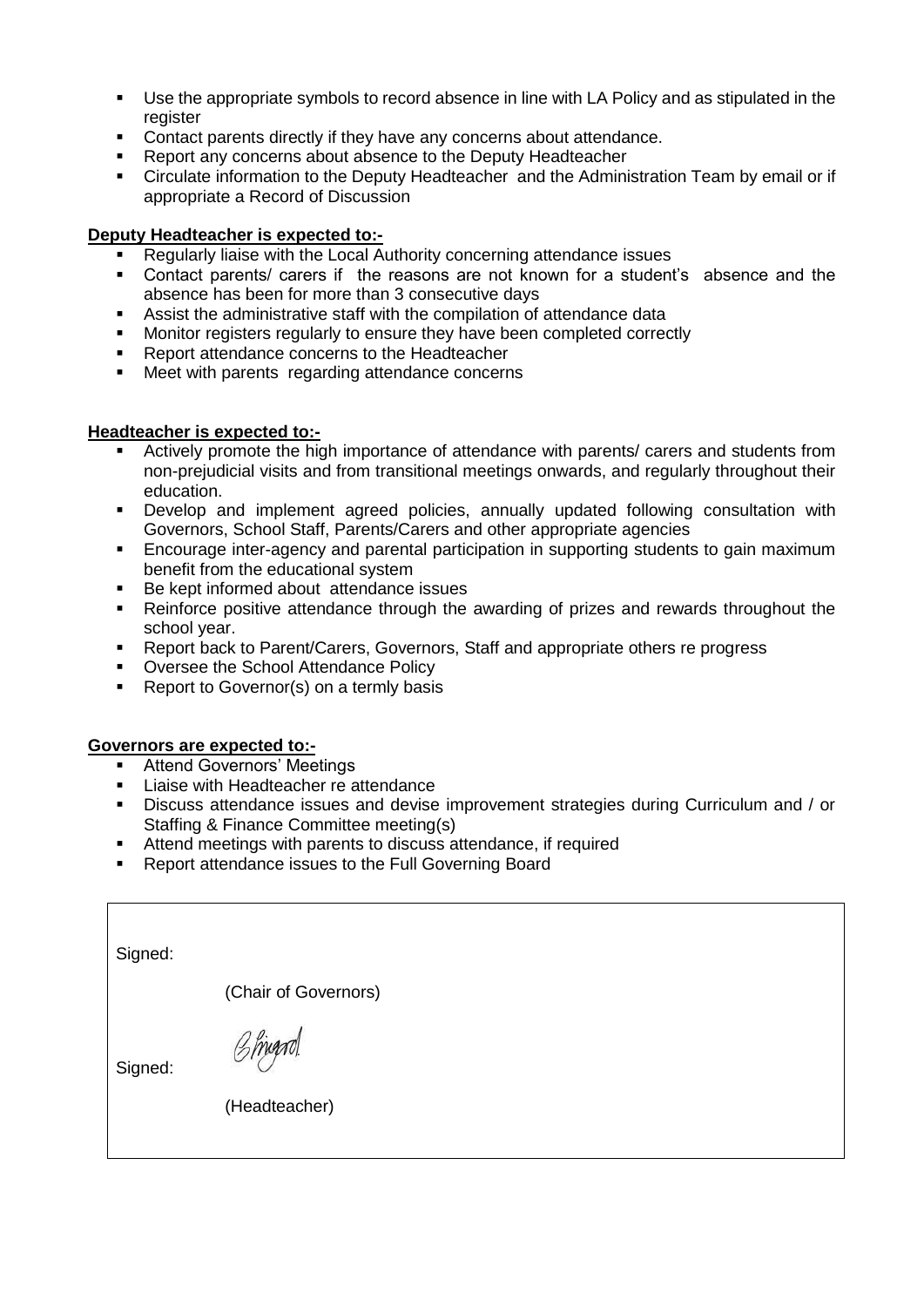- Use the appropriate symbols to record absence in line with LA Policy and as stipulated in the register
- Contact parents directly if they have any concerns about attendance.
- Report any concerns about absence to the Deputy Headteacher
- Circulate information to the Deputy Headteacher and the Administration Team by email or if appropriate a Record of Discussion

**Deputy Headteacher is expected to:-**

- Regularly liaise with the Local Authority concerning attendance issues
- Contact parents/ carers if the reasons are not known for a student's absence and the absence has been for more than 3 consecutive days
- Assist the administrative staff with the compilation of attendance data
- Monitor registers regularly to ensure they have been completed correctly
- Report attendance concerns to the Headteacher
- Meet with parents regarding attendance concerns

**Headteacher is expected to:-**

- Actively promote the high importance of attendance with parents/ carers and students from non-prejudicial visits and from transitional meetings onwards, and regularly throughout their education.
- Develop and implement agreed policies, annually updated following consultation with Governors, School Staff, Parents/Carers and other appropriate agencies
- Encourage inter-agency and parental participation in supporting students to gain maximum benefit from the educational system
- Be kept informed about attendance issues
- Reinforce positive attendance through the awarding of prizes and rewards throughout the school year.
- Report back to Parent/Carers, Governors, Staff and appropriate others re progress
- Oversee the School Attendance Policy
- Report to Governor(s) on a termly basis

**Governors are expected to:-**

- Attend Governors' Meetings
- Liaise with Headteacher re attendance
- Discuss attendance issues and devise improvement strategies during Curriculum and / or Staffing & Finance Committee meeting(s)
- Attend meetings with parents to discuss attendance, if required
- Report attendance issues to the Full Governing Board

Signed:

(Chair of Governors)

Signed:

(Headteacher)